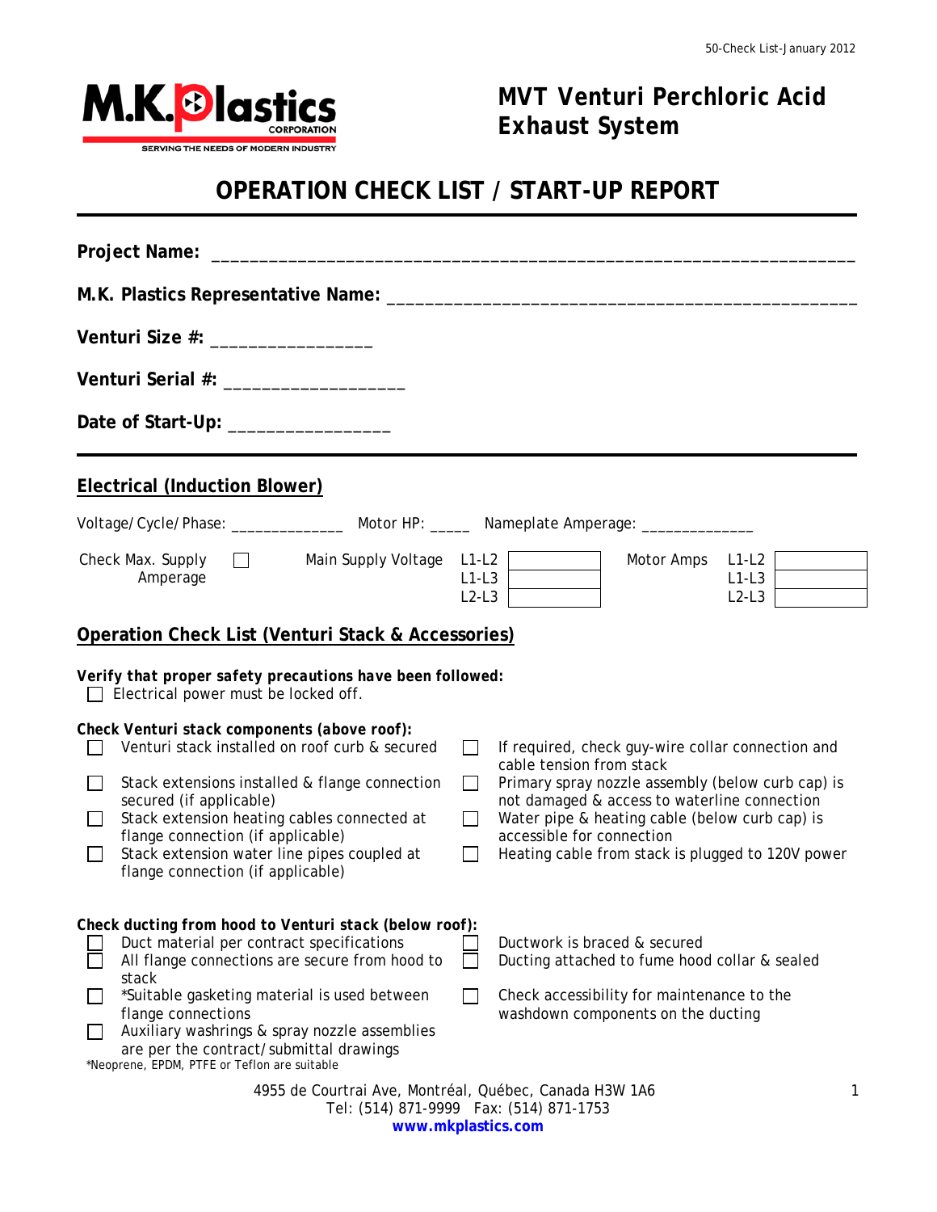M.K.Plastics CORPORATION
SERVING THE NEEDS OF MODERN INDUSTRY

# MVT Venturi Perchloric Acid Exhaust System

## OPERATION CHECK LIST / START-UP REPORT

**Project Name:** ____________________________________________________________________

**M.K. Plastics Representative Name:** ________________________________________________

**Venturi Size #:** ________________

**Venturi Serial #:** __________________

**Date of Start-Up:** ________________

---

## Electrical (Induction Blower)

Voltage/Cycle/Phase: _____________ Motor HP: _____ Nameplate Amperage: _____________

| Check Max. Supply Amperage | ☐ | Main Supply Voltage | | | Motor Amps | | |
|---|---|---|---|---|---|---|---|
| | | | L1-L2 | | | L1-L2 | |
| | | | L1-L3 | | | L1-L3 | |
| | | | L2-L3 | | | L2-L3 | |

## Operation Check List (Venturi Stack & Accessories)

**Verify that proper safety precautions have been followed:**

- ☐ Electrical power must be locked off.

**Check Venturi stack components (above roof):**

- ☐ Venturi stack installed on roof curb & secured
- ☐ Stack extensions installed & flange connection secured (if applicable)
- ☐ Stack extension heating cables connected at flange connection (if applicable)
- ☐ Stack extension water line pipes coupled at flange connection (if applicable)
- ☐ If required, check guy-wire collar connection and cable tension from stack
- ☐ Primary spray nozzle assembly (below curb cap) is not damaged & access to waterline connection
- ☐ Water pipe & heating cable (below curb cap) is accessible for connection
- ☐ Heating cable from stack is plugged to 120V power

**Check ducting from hood to Venturi stack (below roof):**

- ☐ Duct material per contract specifications
- ☐ All flange connections are secure from hood to stack
- ☐ *Suitable gasketing material is used between flange connections
- ☐ Auxiliary washrings & spray nozzle assemblies are per the contract/submittal drawings
- ☐ Ductwork is braced & secured
- ☐ Ducting attached to fume hood collar & sealed
- ☐ Check accessibility for maintenance to the washdown components on the ducting

*Neoprene, EPDM, PTFE or Teflon are suitable

4955 de Courtrai Ave, Montréal, Québec, Canada H3W 1A6
Tel: (514) 871-9999 Fax: (514) 871-1753
www.mkplastics.com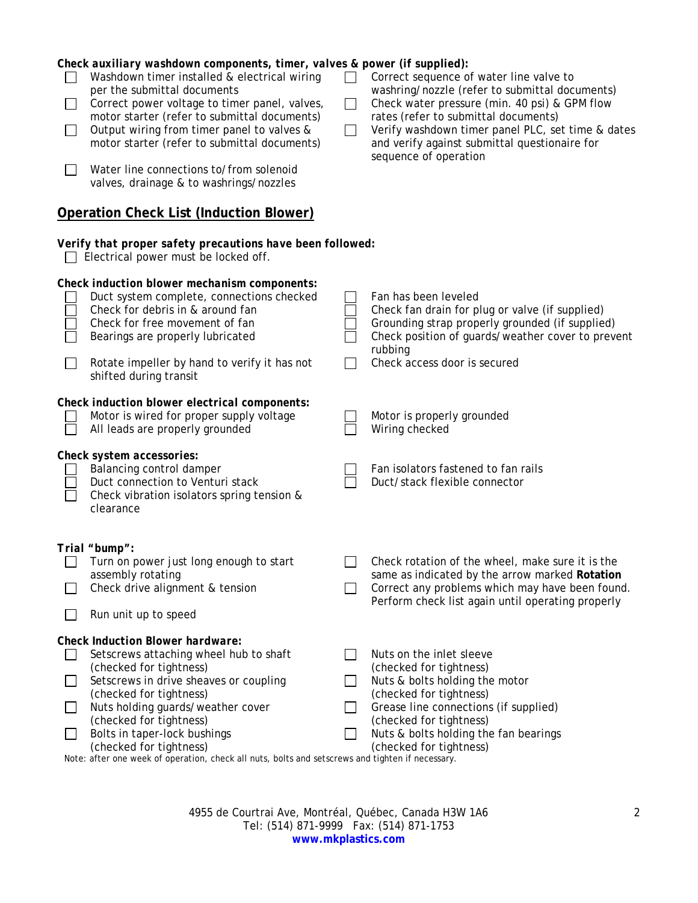***Check auxiliary washdown components, timer, valves & power (if supplied):***

- ☐ Washdown timer installed & electrical wiring per the submittal documents
- ☐ Correct power voltage to timer panel, valves, motor starter (refer to submittal documents)
- ☐ Output wiring from timer panel to valves & motor starter (refer to submittal documents)
- ☐ Water line connections to/from solenoid valves, drainage & to washrings/nozzles
- ☐ Correct sequence of water line valve to washring/nozzle (refer to submittal documents)
- ☐ Check water pressure (min. 40 psi) & GPM flow rates (refer to submittal documents)
- ☐ Verify washdown timer panel PLC, set time & dates and verify against submittal questionaire for sequence of operation

## Operation Check List (Induction Blower)

***Verify that proper safety precautions have been followed:***

- ☐ Electrical power must be locked off.

***Check induction blower mechanism components:***

- ☐ Duct system complete, connections checked
- ☐ Check for debris in & around fan
- ☐ Check for free movement of fan
- ☐ Bearings are properly lubricated
- ☐ Rotate impeller by hand to verify it has not shifted during transit
- ☐ Fan has been leveled
- ☐ Check fan drain for plug or valve (if supplied)
- ☐ Grounding strap properly grounded (if supplied)
- ☐ Check position of guards/weather cover to prevent rubbing
- ☐ Check access door is secured

***Check induction blower electrical components:***

- ☐ Motor is wired for proper supply voltage
- ☐ All leads are properly grounded
- ☐ Motor is properly grounded
- ☐ Wiring checked

***Check system accessories:***

- ☐ Balancing control damper
- ☐ Duct connection to Venturi stack
- ☐ Check vibration isolators spring tension & clearance
- ☐ Fan isolators fastened to fan rails
- ☐ Duct/stack flexible connector

***Trial "bump":***

- ☐ Turn on power just long enough to start assembly rotating
- ☐ Check drive alignment & tension
- ☐ Run unit up to speed
- ☐ Check rotation of the wheel, make sure it is the same as indicated by the arrow marked **Rotation**
- ☐ Correct any problems which may have been found. Perform check list again until operating properly

***Check Induction Blower hardware:***

- ☐ Setscrews attaching wheel hub to shaft (checked for tightness)
- ☐ Setscrews in drive sheaves or coupling (checked for tightness)
- ☐ Nuts holding guards/weather cover (checked for tightness)
- ☐ Bolts in taper-lock bushings (checked for tightness)
- ☐ Nuts on the inlet sleeve (checked for tightness)
- ☐ Nuts & bolts holding the motor (checked for tightness)
- ☐ Grease line connections (if supplied) (checked for tightness)
- ☐ Nuts & bolts holding the fan bearings (checked for tightness)

Note: after one week of operation, check all nuts, bolts and setscrews and tighten if necessary.

4955 de Courtrai Ave, Montréal, Québec, Canada H3W 1A6
Tel: (514) 871-9999 Fax: (514) 871-1753
**www.mkplastics.com**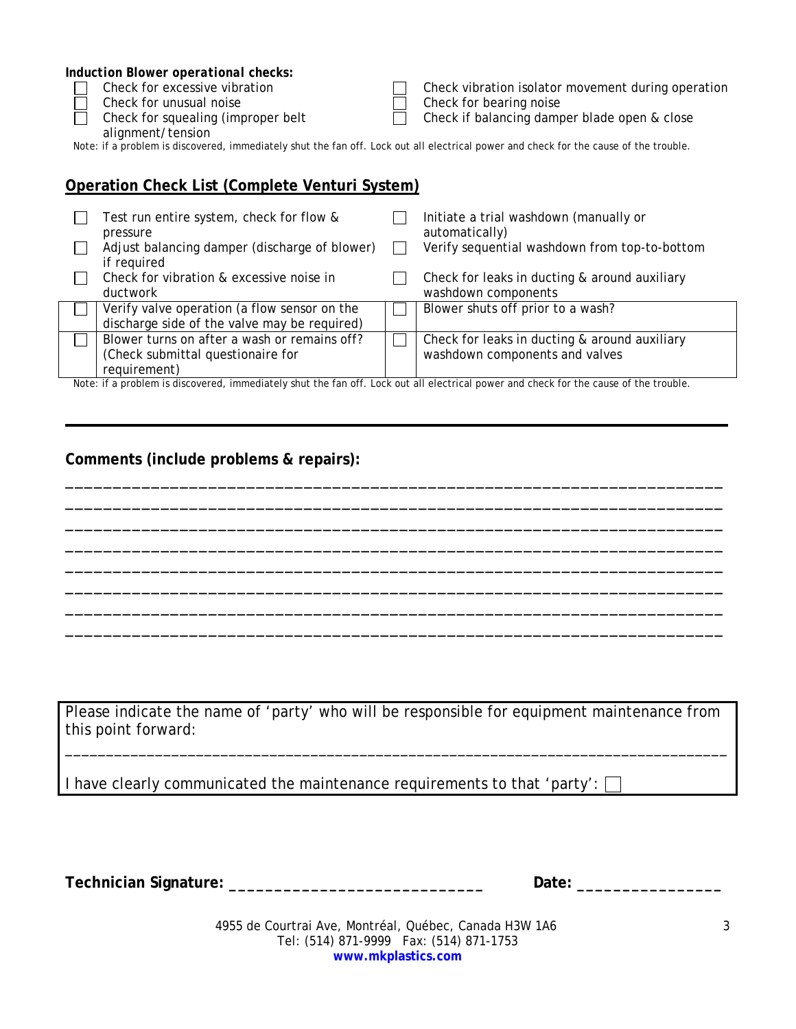***Induction Blower operational checks:***

- ☐ Check for excessive vibration
- ☐ Check for unusual noise
- ☐ Check for squealing (improper belt alignment/tension
- ☐ Check vibration isolator movement during operation
- ☐ Check for bearing noise
- ☐ Check if balancing damper blade open & close

Note: if a problem is discovered, immediately shut the fan off. Lock out all electrical power and check for the cause of the trouble.

## **Operation Check List (Complete Venturi System)**

| | | | |
|---|---|---|---|
| ☐ | Test run entire system, check for flow & pressure | ☐ | Initiate a trial washdown (manually or automatically) |
| ☐ | Adjust balancing damper (discharge of blower) if required | ☐ | Verify sequential washdown from top-to-bottom |
| ☐ | Check for vibration & excessive noise in ductwork | ☐ | Check for leaks in ducting & around auxiliary washdown components |
| ☐ | Verify valve operation (a flow sensor on the discharge side of the valve may be required) | ☐ | Blower shuts off prior to a wash? |
| ☐ | Blower turns on after a wash or remains off? (Check submittal questionaire for requirement) | ☐ | Check for leaks in ducting & around auxiliary washdown components and valves |

Note: if a problem is discovered, immediately shut the fan off. Lock out all electrical power and check for the cause of the trouble.

---

**Comments (include problems & repairs):**

________________________________________________________________________
________________________________________________________________________
________________________________________________________________________
________________________________________________________________________
________________________________________________________________________
________________________________________________________________________
________________________________________________________________________
________________________________________________________________________

Please indicate the name of 'party' who will be responsible for equipment maintenance from this point forward:

________________________________________________________________________

I have clearly communicated the maintenance requirements to that 'party': ☐

**Technician Signature:** ____________________________ **Date:** ________________

4955 de Courtrai Ave, Montréal, Québec, Canada H3W 1A6
Tel: (514) 871-9999 Fax: (514) 871-1753
**www.mkplastics.com**